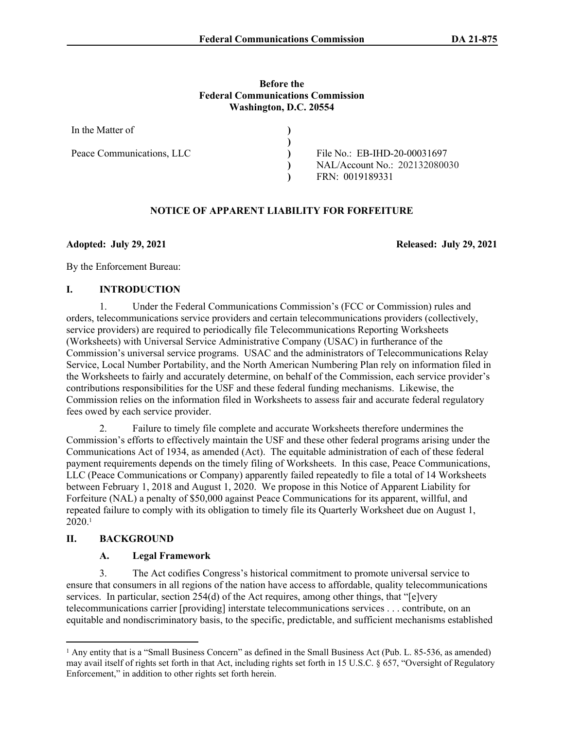**Before the**
**Federal Communications Commission**
**Washington, D.C. 20554**

| In the Matter of | ) | |
|---|---|---|
| | ) | |
| Peace Communications, LLC | ) | File No.: EB-IHD-20-00031697 |
| | ) | NAL/Account No.: 202132080030 |
| | ) | FRN: 0019189331 |

## NOTICE OF APPARENT LIABILITY FOR FORFEITURE

**Adopted: July 29, 2021** **Released: July 29, 2021**

By the Enforcement Bureau:

## I. INTRODUCTION

1. Under the Federal Communications Commission's (FCC or Commission) rules and orders, telecommunications service providers and certain telecommunications providers (collectively, service providers) are required to periodically file Telecommunications Reporting Worksheets (Worksheets) with Universal Service Administrative Company (USAC) in furtherance of the Commission's universal service programs. USAC and the administrators of Telecommunications Relay Service, Local Number Portability, and the North American Numbering Plan rely on information filed in the Worksheets to fairly and accurately determine, on behalf of the Commission, each service provider's contributions responsibilities for the USF and these federal funding mechanisms. Likewise, the Commission relies on the information filed in Worksheets to assess fair and accurate federal regulatory fees owed by each service provider.

2. Failure to timely file complete and accurate Worksheets therefore undermines the Commission's efforts to effectively maintain the USF and these other federal programs arising under the Communications Act of 1934, as amended (Act). The equitable administration of each of these federal payment requirements depends on the timely filing of Worksheets. In this case, Peace Communications, LLC (Peace Communications or Company) apparently failed repeatedly to file a total of 14 Worksheets between February 1, 2018 and August 1, 2020. We propose in this Notice of Apparent Liability for Forfeiture (NAL) a penalty of $50,000 against Peace Communications for its apparent, willful, and repeated failure to comply with its obligation to timely file its Quarterly Worksheet due on August 1, 2020.[1]

## II. BACKGROUND

### A. Legal Framework

3. The Act codifies Congress's historical commitment to promote universal service to ensure that consumers in all regions of the nation have access to affordable, quality telecommunications services. In particular, section 254(d) of the Act requires, among other things, that "[e]very telecommunications carrier [providing] interstate telecommunications services . . . contribute, on an equitable and nondiscriminatory basis, to the specific, predictable, and sufficient mechanisms established

[1] Any entity that is a "Small Business Concern" as defined in the Small Business Act (Pub. L. 85-536, as amended) may avail itself of rights set forth in that Act, including rights set forth in 15 U.S.C. § 657, "Oversight of Regulatory Enforcement," in addition to other rights set forth herein.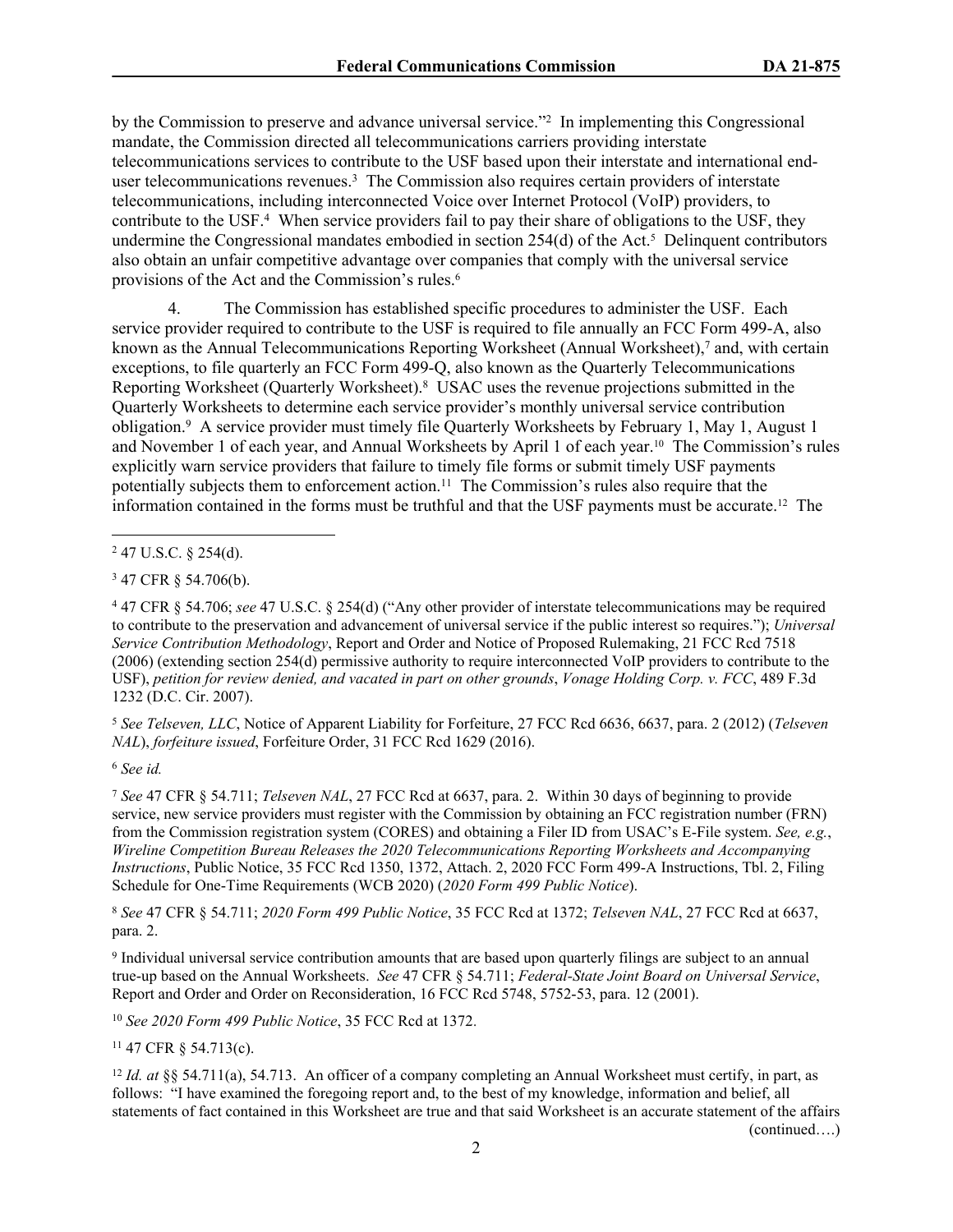by the Commission to preserve and advance universal service."[2] In implementing this Congressional mandate, the Commission directed all telecommunications carriers providing interstate telecommunications services to contribute to the USF based upon their interstate and international end-user telecommunications revenues.[3] The Commission also requires certain providers of interstate telecommunications, including interconnected Voice over Internet Protocol (VoIP) providers, to contribute to the USF.[4] When service providers fail to pay their share of obligations to the USF, they undermine the Congressional mandates embodied in section 254(d) of the Act.[5] Delinquent contributors also obtain an unfair competitive advantage over companies that comply with the universal service provisions of the Act and the Commission's rules.[6]

4. The Commission has established specific procedures to administer the USF. Each service provider required to contribute to the USF is required to file annually an FCC Form 499-A, also known as the Annual Telecommunications Reporting Worksheet (Annual Worksheet),[7] and, with certain exceptions, to file quarterly an FCC Form 499-Q, also known as the Quarterly Telecommunications Reporting Worksheet (Quarterly Worksheet).[8] USAC uses the revenue projections submitted in the Quarterly Worksheets to determine each service provider's monthly universal service contribution obligation.[9] A service provider must timely file Quarterly Worksheets by February 1, May 1, August 1 and November 1 of each year, and Annual Worksheets by April 1 of each year.[10] The Commission's rules explicitly warn service providers that failure to timely file forms or submit timely USF payments potentially subjects them to enforcement action.[11] The Commission's rules also require that the information contained in the forms must be truthful and that the USF payments must be accurate.[12] The

---

[2] 47 U.S.C. § 254(d).

[3] 47 CFR § 54.706(b).

[4] 47 CFR § 54.706; *see* 47 U.S.C. § 254(d) ("Any other provider of interstate telecommunications may be required to contribute to the preservation and advancement of universal service if the public interest so requires."); *Universal Service Contribution Methodology*, Report and Order and Notice of Proposed Rulemaking, 21 FCC Rcd 7518 (2006) (extending section 254(d) permissive authority to require interconnected VoIP providers to contribute to the USF), *petition for review denied, and vacated in part on other grounds*, *Vonage Holding Corp. v. FCC*, 489 F.3d 1232 (D.C. Cir. 2007).

[5] *See Telseven, LLC*, Notice of Apparent Liability for Forfeiture, 27 FCC Rcd 6636, 6637, para. 2 (2012) (*Telseven NAL*), *forfeiture issued*, Forfeiture Order, 31 FCC Rcd 1629 (2016).

[6] *See id.*

[7] *See* 47 CFR § 54.711; *Telseven NAL*, 27 FCC Rcd at 6637, para. 2. Within 30 days of beginning to provide service, new service providers must register with the Commission by obtaining an FCC registration number (FRN) from the Commission registration system (CORES) and obtaining a Filer ID from USAC's E-File system. *See, e.g.*, *Wireline Competition Bureau Releases the 2020 Telecommunications Reporting Worksheets and Accompanying Instructions*, Public Notice, 35 FCC Rcd 1350, 1372, Attach. 2, 2020 FCC Form 499-A Instructions, Tbl. 2, Filing Schedule for One-Time Requirements (WCB 2020) (*2020 Form 499 Public Notice*).

[8] *See* 47 CFR § 54.711; *2020 Form 499 Public Notice*, 35 FCC Rcd at 1372; *Telseven NAL*, 27 FCC Rcd at 6637, para. 2.

[9] Individual universal service contribution amounts that are based upon quarterly filings are subject to an annual true-up based on the Annual Worksheets. *See* 47 CFR § 54.711; *Federal-State Joint Board on Universal Service*, Report and Order and Order on Reconsideration, 16 FCC Rcd 5748, 5752-53, para. 12 (2001).

[10] *See 2020 Form 499 Public Notice*, 35 FCC Rcd at 1372.

[11] 47 CFR § 54.713(c).

[12] *Id. at* §§ 54.711(a), 54.713. An officer of a company completing an Annual Worksheet must certify, in part, as follows: "I have examined the foregoing report and, to the best of my knowledge, information and belief, all statements of fact contained in this Worksheet are true and that said Worksheet is an accurate statement of the affairs

(continued….)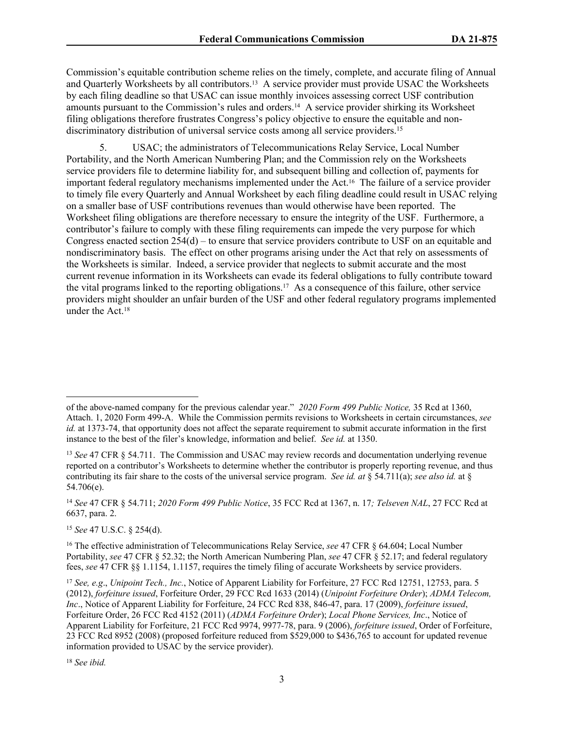Commission's equitable contribution scheme relies on the timely, complete, and accurate filing of Annual and Quarterly Worksheets by all contributors.[13] A service provider must provide USAC the Worksheets by each filing deadline so that USAC can issue monthly invoices assessing correct USF contribution amounts pursuant to the Commission's rules and orders.[14] A service provider shirking its Worksheet filing obligations therefore frustrates Congress's policy objective to ensure the equitable and non-discriminatory distribution of universal service costs among all service providers.[15]

5. USAC; the administrators of Telecommunications Relay Service, Local Number Portability, and the North American Numbering Plan; and the Commission rely on the Worksheets service providers file to determine liability for, and subsequent billing and collection of, payments for important federal regulatory mechanisms implemented under the Act.[16] The failure of a service provider to timely file every Quarterly and Annual Worksheet by each filing deadline could result in USAC relying on a smaller base of USF contributions revenues than would otherwise have been reported. The Worksheet filing obligations are therefore necessary to ensure the integrity of the USF. Furthermore, a contributor's failure to comply with these filing requirements can impede the very purpose for which Congress enacted section 254(d) – to ensure that service providers contribute to USF on an equitable and nondiscriminatory basis. The effect on other programs arising under the Act that rely on assessments of the Worksheets is similar. Indeed, a service provider that neglects to submit accurate and the most current revenue information in its Worksheets can evade its federal obligations to fully contribute toward the vital programs linked to the reporting obligations.[17] As a consequence of this failure, other service providers might shoulder an unfair burden of the USF and other federal regulatory programs implemented under the Act.[18]

---

of the above-named company for the previous calendar year." *2020 Form 499 Public Notice,* 35 Rcd at 1360, Attach. 1, 2020 Form 499-A. While the Commission permits revisions to Worksheets in certain circumstances, *see id.* at 1373-74, that opportunity does not affect the separate requirement to submit accurate information in the first instance to the best of the filer's knowledge, information and belief. *See id.* at 1350.

[13] *See* 47 CFR § 54.711. The Commission and USAC may review records and documentation underlying revenue reported on a contributor's Worksheets to determine whether the contributor is properly reporting revenue, and thus contributing its fair share to the costs of the universal service program. *See id. at* § 54.711(a); *see also id.* at § 54.706(e).

[14] *See* 47 CFR § 54.711; *2020 Form 499 Public Notice*, 35 FCC Rcd at 1367, n. 17*; Telseven NAL*, 27 FCC Rcd at 6637, para. 2.

[15] *See* 47 U.S.C. § 254(d).

[16] The effective administration of Telecommunications Relay Service, *see* 47 CFR § 64.604; Local Number Portability, *see* 47 CFR § 52.32; the North American Numbering Plan, *see* 47 CFR § 52.17; and federal regulatory fees, *see* 47 CFR §§ 1.1154, 1.1157, requires the timely filing of accurate Worksheets by service providers.

[17] *See, e.g*., *Unipoint Tech., Inc.*, Notice of Apparent Liability for Forfeiture, 27 FCC Rcd 12751, 12753, para. 5 (2012), *forfeiture issued*, Forfeiture Order, 29 FCC Rcd 1633 (2014) (*Unipoint Forfeiture Order*); *ADMA Telecom, Inc*., Notice of Apparent Liability for Forfeiture, 24 FCC Rcd 838, 846-47, para. 17 (2009), *forfeiture issued*, Forfeiture Order, 26 FCC Rcd 4152 (2011) (*ADMA Forfeiture Order*); *Local Phone Services, Inc*., Notice of Apparent Liability for Forfeiture, 21 FCC Rcd 9974, 9977-78, para. 9 (2006), *forfeiture issued*, Order of Forfeiture, 23 FCC Rcd 8952 (2008) (proposed forfeiture reduced from $529,000 to $436,765 to account for updated revenue information provided to USAC by the service provider).

[18] *See ibid.*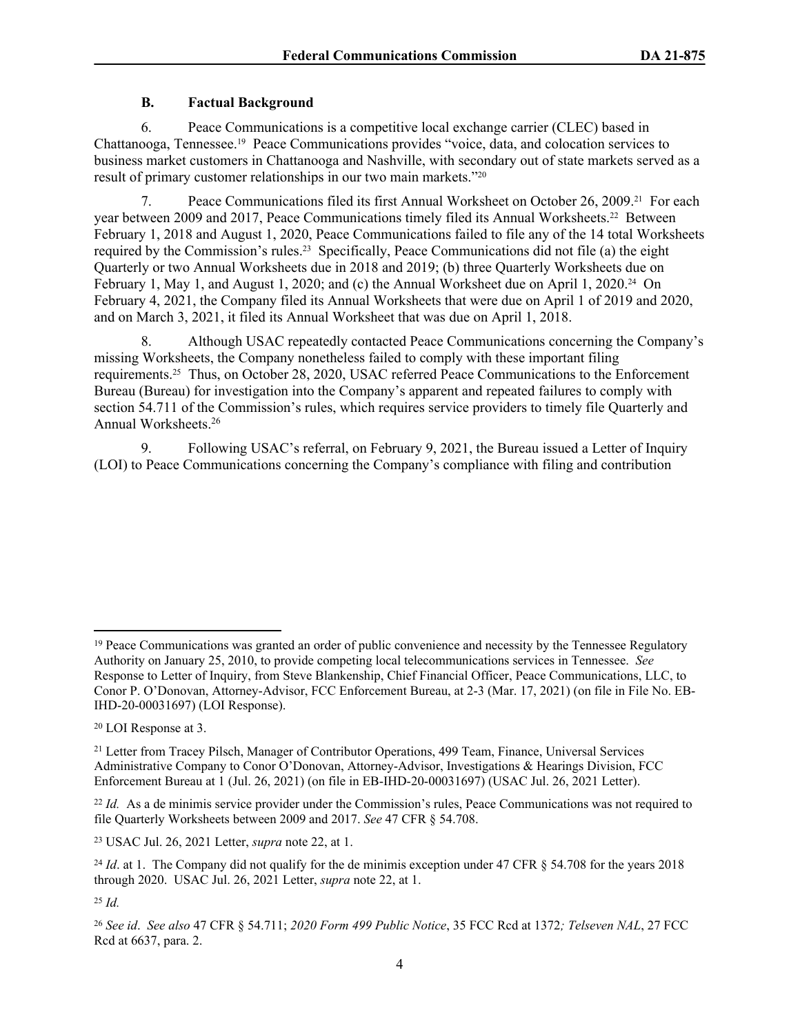### B. Factual Background

6. Peace Communications is a competitive local exchange carrier (CLEC) based in Chattanooga, Tennessee.[19] Peace Communications provides "voice, data, and colocation services to business market customers in Chattanooga and Nashville, with secondary out of state markets served as a result of primary customer relationships in our two main markets."[20]

7. Peace Communications filed its first Annual Worksheet on October 26, 2009.[21] For each year between 2009 and 2017, Peace Communications timely filed its Annual Worksheets.[22] Between February 1, 2018 and August 1, 2020, Peace Communications failed to file any of the 14 total Worksheets required by the Commission's rules.[23] Specifically, Peace Communications did not file (a) the eight Quarterly or two Annual Worksheets due in 2018 and 2019; (b) three Quarterly Worksheets due on February 1, May 1, and August 1, 2020; and (c) the Annual Worksheet due on April 1, 2020.[24] On February 4, 2021, the Company filed its Annual Worksheets that were due on April 1 of 2019 and 2020, and on March 3, 2021, it filed its Annual Worksheet that was due on April 1, 2018.

8. Although USAC repeatedly contacted Peace Communications concerning the Company's missing Worksheets, the Company nonetheless failed to comply with these important filing requirements.[25] Thus, on October 28, 2020, USAC referred Peace Communications to the Enforcement Bureau (Bureau) for investigation into the Company's apparent and repeated failures to comply with section 54.711 of the Commission's rules, which requires service providers to timely file Quarterly and Annual Worksheets.[26]

9. Following USAC's referral, on February 9, 2021, the Bureau issued a Letter of Inquiry (LOI) to Peace Communications concerning the Company's compliance with filing and contribution

---

[19] Peace Communications was granted an order of public convenience and necessity by the Tennessee Regulatory Authority on January 25, 2010, to provide competing local telecommunications services in Tennessee. *See* Response to Letter of Inquiry, from Steve Blankenship, Chief Financial Officer, Peace Communications, LLC, to Conor P. O'Donovan, Attorney-Advisor, FCC Enforcement Bureau, at 2-3 (Mar. 17, 2021) (on file in File No. EB-IHD-20-00031697) (LOI Response).

[20] LOI Response at 3.

[21] Letter from Tracey Pilsch, Manager of Contributor Operations, 499 Team, Finance, Universal Services Administrative Company to Conor O'Donovan, Attorney-Advisor, Investigations & Hearings Division, FCC Enforcement Bureau at 1 (Jul. 26, 2021) (on file in EB-IHD-20-00031697) (USAC Jul. 26, 2021 Letter).

[22] *Id.* As a de minimis service provider under the Commission's rules, Peace Communications was not required to file Quarterly Worksheets between 2009 and 2017. *See* 47 CFR § 54.708.

[23] USAC Jul. 26, 2021 Letter, *supra* note 22, at 1.

[24] *Id*. at 1. The Company did not qualify for the de minimis exception under 47 CFR § 54.708 for the years 2018 through 2020. USAC Jul. 26, 2021 Letter, *supra* note 22, at 1.

[25] *Id.*

[26] *See id*. *See also* 47 CFR § 54.711; *2020 Form 499 Public Notice*, 35 FCC Rcd at 1372*; Telseven NAL*, 27 FCC Rcd at 6637, para. 2.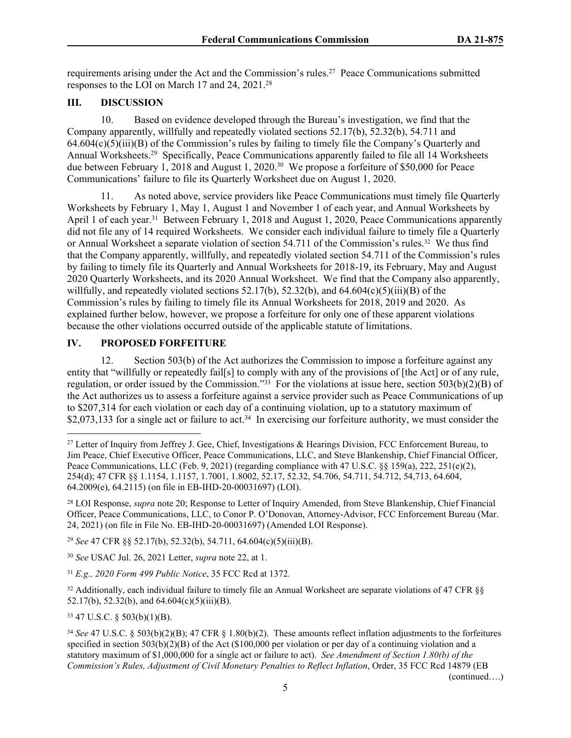requirements arising under the Act and the Commission's rules.[27] Peace Communications submitted responses to the LOI on March 17 and 24, 2021.[28]

## III. DISCUSSION

10. Based on evidence developed through the Bureau's investigation, we find that the Company apparently, willfully and repeatedly violated sections 52.17(b), 52.32(b), 54.711 and 64.604(c)(5)(iii)(B) of the Commission's rules by failing to timely file the Company's Quarterly and Annual Worksheets.[29] Specifically, Peace Communications apparently failed to file all 14 Worksheets due between February 1, 2018 and August 1, 2020.[30] We propose a forfeiture of $50,000 for Peace Communications' failure to file its Quarterly Worksheet due on August 1, 2020.

11. As noted above, service providers like Peace Communications must timely file Quarterly Worksheets by February 1, May 1, August 1 and November 1 of each year, and Annual Worksheets by April 1 of each year.[31] Between February 1, 2018 and August 1, 2020, Peace Communications apparently did not file any of 14 required Worksheets. We consider each individual failure to timely file a Quarterly or Annual Worksheet a separate violation of section 54.711 of the Commission's rules.[32] We thus find that the Company apparently, willfully, and repeatedly violated section 54.711 of the Commission's rules by failing to timely file its Quarterly and Annual Worksheets for 2018-19, its February, May and August 2020 Quarterly Worksheets, and its 2020 Annual Worksheet. We find that the Company also apparently, willfully, and repeatedly violated sections 52.17(b), 52.32(b), and 64.604(c)(5)(iii)(B) of the Commission's rules by failing to timely file its Annual Worksheets for 2018, 2019 and 2020. As explained further below, however, we propose a forfeiture for only one of these apparent violations because the other violations occurred outside of the applicable statute of limitations.

## IV. PROPOSED FORFEITURE

12. Section 503(b) of the Act authorizes the Commission to impose a forfeiture against any entity that "willfully or repeatedly fail[s] to comply with any of the provisions of [the Act] or of any rule, regulation, or order issued by the Commission."[33] For the violations at issue here, section 503(b)(2)(B) of the Act authorizes us to assess a forfeiture against a service provider such as Peace Communications of up to $207,314 for each violation or each day of a continuing violation, up to a statutory maximum of $2,073,133 for a single act or failure to act.[34] In exercising our forfeiture authority, we must consider the

---

[27] Letter of Inquiry from Jeffrey J. Gee, Chief, Investigations & Hearings Division, FCC Enforcement Bureau, to Jim Peace, Chief Executive Officer, Peace Communications, LLC, and Steve Blankenship, Chief Financial Officer, Peace Communications, LLC (Feb. 9, 2021) (regarding compliance with 47 U.S.C. §§ 159(a), 222, 251(e)(2), 254(d); 47 CFR §§ 1.1154, 1.1157, 1.7001, 1.8002, 52.17, 52.32, 54.706, 54.711, 54.712, 54,713, 64.604, 64.2009(e), 64.2115) (on file in EB-IHD-20-00031697) (LOI).

[28] LOI Response, *supra* note 20; Response to Letter of Inquiry Amended, from Steve Blankenship, Chief Financial Officer, Peace Communications, LLC, to Conor P. O'Donovan, Attorney-Advisor, FCC Enforcement Bureau (Mar. 24, 2021) (on file in File No. EB-IHD-20-00031697) (Amended LOI Response).

[29] *See* 47 CFR §§ 52.17(b), 52.32(b), 54.711, 64.604(c)(5)(iii)(B).

[30] *See* USAC Jul. 26, 2021 Letter, *supra* note 22, at 1.

[31] *E.g., 2020 Form 499 Public Notice*, 35 FCC Rcd at 1372*.*

[32] Additionally, each individual failure to timely file an Annual Worksheet are separate violations of 47 CFR §§ 52.17(b), 52.32(b), and 64.604(c)(5)(iii)(B).

[33] 47 U.S.C. § 503(b)(1)(B).

[34] *See* 47 U.S.C. § 503(b)(2)(B); 47 CFR § 1.80(b)(2). These amounts reflect inflation adjustments to the forfeitures specified in section 503(b)(2)(B) of the Act ($100,000 per violation or per day of a continuing violation and a statutory maximum of $1,000,000 for a single act or failure to act). *See Amendment of Section 1.80(b) of the Commission's Rules, Adjustment of Civil Monetary Penalties to Reflect Inflation*, Order, 35 FCC Rcd 14879 (EB

(continued….)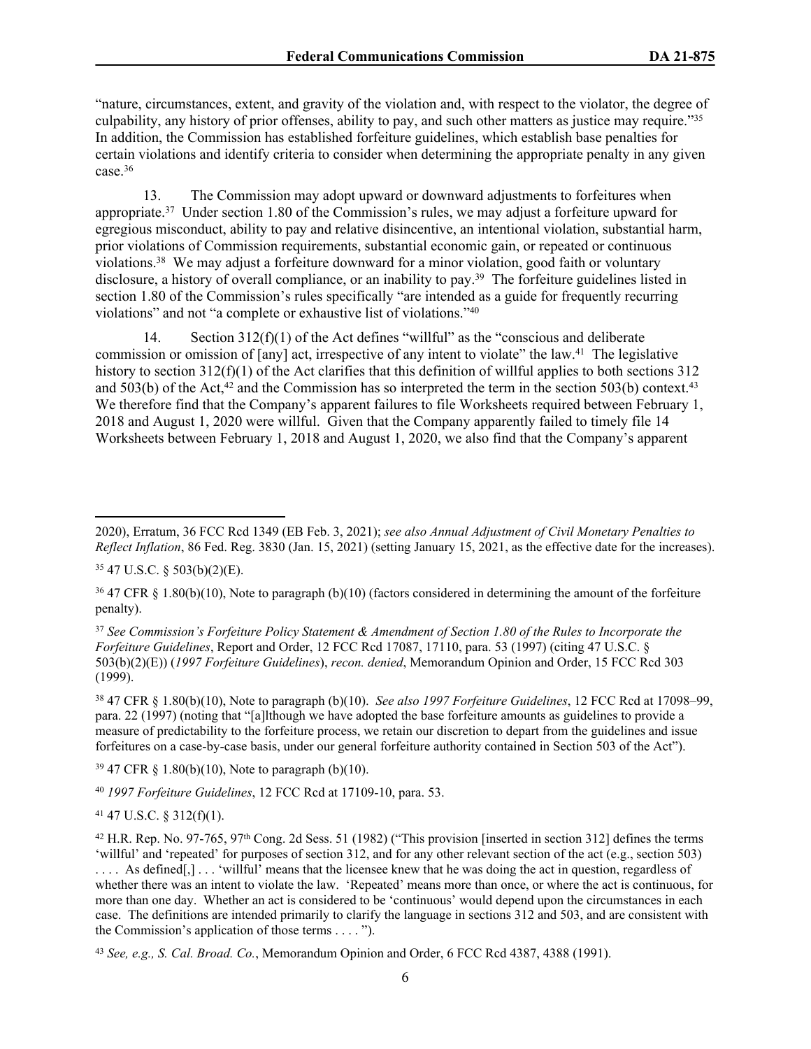"nature, circumstances, extent, and gravity of the violation and, with respect to the violator, the degree of culpability, any history of prior offenses, ability to pay, and such other matters as justice may require."[35] In addition, the Commission has established forfeiture guidelines, which establish base penalties for certain violations and identify criteria to consider when determining the appropriate penalty in any given case.[36]

13. The Commission may adopt upward or downward adjustments to forfeitures when appropriate.[37] Under section 1.80 of the Commission's rules, we may adjust a forfeiture upward for egregious misconduct, ability to pay and relative disincentive, an intentional violation, substantial harm, prior violations of Commission requirements, substantial economic gain, or repeated or continuous violations.[38] We may adjust a forfeiture downward for a minor violation, good faith or voluntary disclosure, a history of overall compliance, or an inability to pay.[39] The forfeiture guidelines listed in section 1.80 of the Commission's rules specifically "are intended as a guide for frequently recurring violations" and not "a complete or exhaustive list of violations."[40]

14. Section 312(f)(1) of the Act defines "willful" as the "conscious and deliberate commission or omission of [any] act, irrespective of any intent to violate" the law.[41] The legislative history to section 312(f)(1) of the Act clarifies that this definition of willful applies to both sections 312 and 503(b) of the Act,[42] and the Commission has so interpreted the term in the section 503(b) context.[43] We therefore find that the Company's apparent failures to file Worksheets required between February 1, 2018 and August 1, 2020 were willful. Given that the Company apparently failed to timely file 14 Worksheets between February 1, 2018 and August 1, 2020, we also find that the Company's apparent

---

2020), Erratum, 36 FCC Rcd 1349 (EB Feb. 3, 2021); *see also Annual Adjustment of Civil Monetary Penalties to Reflect Inflation*, 86 Fed. Reg. 3830 (Jan. 15, 2021) (setting January 15, 2021, as the effective date for the increases).

[35] 47 U.S.C. § 503(b)(2)(E).

[36] 47 CFR § 1.80(b)(10), Note to paragraph (b)(10) (factors considered in determining the amount of the forfeiture penalty).

[37] *See Commission's Forfeiture Policy Statement & Amendment of Section 1.80 of the Rules to Incorporate the Forfeiture Guidelines*, Report and Order, 12 FCC Rcd 17087, 17110, para. 53 (1997) (citing 47 U.S.C. § 503(b)(2)(E)) (*1997 Forfeiture Guidelines*), *recon. denied*, Memorandum Opinion and Order, 15 FCC Rcd 303 (1999).

[38] 47 CFR § 1.80(b)(10), Note to paragraph (b)(10). *See also 1997 Forfeiture Guidelines*, 12 FCC Rcd at 17098–99, para. 22 (1997) (noting that "[a]lthough we have adopted the base forfeiture amounts as guidelines to provide a measure of predictability to the forfeiture process, we retain our discretion to depart from the guidelines and issue forfeitures on a case-by-case basis, under our general forfeiture authority contained in Section 503 of the Act").

[39] 47 CFR § 1.80(b)(10), Note to paragraph (b)(10).

[40] *1997 Forfeiture Guidelines*, 12 FCC Rcd at 17109-10, para. 53.

[41] 47 U.S.C. § 312(f)(1).

[42] H.R. Rep. No. 97-765, 97th Cong. 2d Sess. 51 (1982) ("This provision [inserted in section 312] defines the terms 'willful' and 'repeated' for purposes of section 312, and for any other relevant section of the act (e.g., section 503) . . . . As defined[,] . . . 'willful' means that the licensee knew that he was doing the act in question, regardless of whether there was an intent to violate the law. 'Repeated' means more than once, or where the act is continuous, for more than one day. Whether an act is considered to be 'continuous' would depend upon the circumstances in each case. The definitions are intended primarily to clarify the language in sections 312 and 503, and are consistent with the Commission's application of those terms . . . . ").

[43] *See, e.g., S. Cal. Broad. Co.*, Memorandum Opinion and Order, 6 FCC Rcd 4387, 4388 (1991).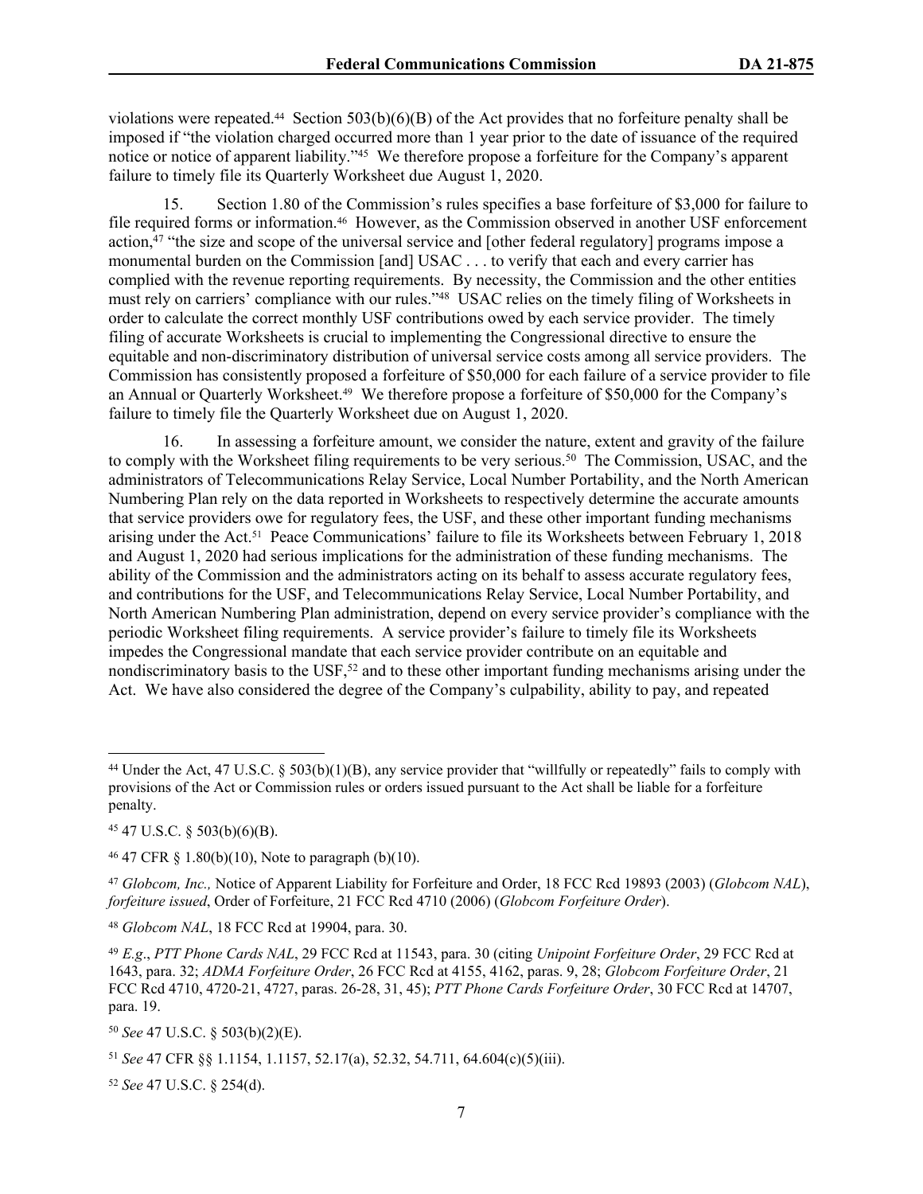violations were repeated.[44] Section 503(b)(6)(B) of the Act provides that no forfeiture penalty shall be imposed if "the violation charged occurred more than 1 year prior to the date of issuance of the required notice or notice of apparent liability."[45] We therefore propose a forfeiture for the Company's apparent failure to timely file its Quarterly Worksheet due August 1, 2020.

15. Section 1.80 of the Commission's rules specifies a base forfeiture of $3,000 for failure to file required forms or information.[46] However, as the Commission observed in another USF enforcement action,[47] "the size and scope of the universal service and [other federal regulatory] programs impose a monumental burden on the Commission [and] USAC . . . to verify that each and every carrier has complied with the revenue reporting requirements. By necessity, the Commission and the other entities must rely on carriers' compliance with our rules."[48] USAC relies on the timely filing of Worksheets in order to calculate the correct monthly USF contributions owed by each service provider. The timely filing of accurate Worksheets is crucial to implementing the Congressional directive to ensure the equitable and non-discriminatory distribution of universal service costs among all service providers. The Commission has consistently proposed a forfeiture of $50,000 for each failure of a service provider to file an Annual or Quarterly Worksheet.[49] We therefore propose a forfeiture of $50,000 for the Company's failure to timely file the Quarterly Worksheet due on August 1, 2020.

16. In assessing a forfeiture amount, we consider the nature, extent and gravity of the failure to comply with the Worksheet filing requirements to be very serious.[50] The Commission, USAC, and the administrators of Telecommunications Relay Service, Local Number Portability, and the North American Numbering Plan rely on the data reported in Worksheets to respectively determine the accurate amounts that service providers owe for regulatory fees, the USF, and these other important funding mechanisms arising under the Act.[51] Peace Communications' failure to file its Worksheets between February 1, 2018 and August 1, 2020 had serious implications for the administration of these funding mechanisms. The ability of the Commission and the administrators acting on its behalf to assess accurate regulatory fees, and contributions for the USF, and Telecommunications Relay Service, Local Number Portability, and North American Numbering Plan administration, depend on every service provider's compliance with the periodic Worksheet filing requirements. A service provider's failure to timely file its Worksheets impedes the Congressional mandate that each service provider contribute on an equitable and nondiscriminatory basis to the USF,[52] and to these other important funding mechanisms arising under the Act. We have also considered the degree of the Company's culpability, ability to pay, and repeated

---

[44] Under the Act, 47 U.S.C. § 503(b)(1)(B), any service provider that "willfully or repeatedly" fails to comply with provisions of the Act or Commission rules or orders issued pursuant to the Act shall be liable for a forfeiture penalty.

[45] 47 U.S.C. § 503(b)(6)(B).

[46] 47 CFR § 1.80(b)(10), Note to paragraph (b)(10).

[47] *Globcom, Inc.,* Notice of Apparent Liability for Forfeiture and Order, 18 FCC Rcd 19893 (2003) (*Globcom NAL*), *forfeiture issued*, Order of Forfeiture, 21 FCC Rcd 4710 (2006) (*Globcom Forfeiture Order*).

[48] *Globcom NAL*, 18 FCC Rcd at 19904, para. 30.

[49] *E.g*., *PTT Phone Cards NAL*, 29 FCC Rcd at 11543, para. 30 (citing *Unipoint Forfeiture Order*, 29 FCC Rcd at 1643, para. 32; *ADMA Forfeiture Order*, 26 FCC Rcd at 4155, 4162, paras. 9, 28; *Globcom Forfeiture Order*, 21 FCC Rcd 4710, 4720-21, 4727, paras. 26-28, 31, 45); *PTT Phone Cards Forfeiture Order*, 30 FCC Rcd at 14707, para. 19.

[50] *See* 47 U.S.C. § 503(b)(2)(E).

[51] *See* 47 CFR §§ 1.1154, 1.1157, 52.17(a), 52.32, 54.711, 64.604(c)(5)(iii).

[52] *See* 47 U.S.C. § 254(d).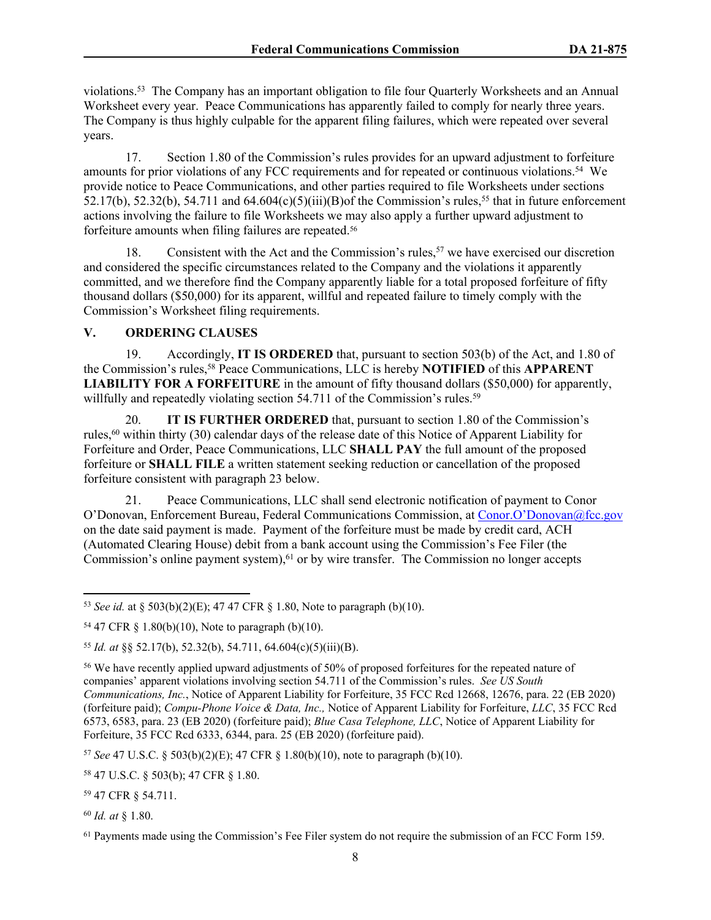violations.[53] The Company has an important obligation to file four Quarterly Worksheets and an Annual Worksheet every year. Peace Communications has apparently failed to comply for nearly three years. The Company is thus highly culpable for the apparent filing failures, which were repeated over several years.

17. Section 1.80 of the Commission's rules provides for an upward adjustment to forfeiture amounts for prior violations of any FCC requirements and for repeated or continuous violations.[54] We provide notice to Peace Communications, and other parties required to file Worksheets under sections 52.17(b), 52.32(b), 54.711 and 64.604(c)(5)(iii)(B)of the Commission's rules,[55] that in future enforcement actions involving the failure to file Worksheets we may also apply a further upward adjustment to forfeiture amounts when filing failures are repeated.[56]

18. Consistent with the Act and the Commission's rules,[57] we have exercised our discretion and considered the specific circumstances related to the Company and the violations it apparently committed, and we therefore find the Company apparently liable for a total proposed forfeiture of fifty thousand dollars ($50,000) for its apparent, willful and repeated failure to timely comply with the Commission's Worksheet filing requirements.

## V. ORDERING CLAUSES

19. Accordingly, **IT IS ORDERED** that, pursuant to section 503(b) of the Act, and 1.80 of the Commission's rules,[58] Peace Communications, LLC is hereby **NOTIFIED** of this **APPARENT LIABILITY FOR A FORFEITURE** in the amount of fifty thousand dollars ($50,000) for apparently, willfully and repeatedly violating section 54.711 of the Commission's rules.[59]

20. **IT IS FURTHER ORDERED** that, pursuant to section 1.80 of the Commission's rules,[60] within thirty (30) calendar days of the release date of this Notice of Apparent Liability for Forfeiture and Order, Peace Communications, LLC **SHALL PAY** the full amount of the proposed forfeiture or **SHALL FILE** a written statement seeking reduction or cancellation of the proposed forfeiture consistent with paragraph 23 below.

21. Peace Communications, LLC shall send electronic notification of payment to Conor O'Donovan, Enforcement Bureau, Federal Communications Commission, at Conor.O'Donovan@fcc.gov on the date said payment is made. Payment of the forfeiture must be made by credit card, ACH (Automated Clearing House) debit from a bank account using the Commission's Fee Filer (the Commission's online payment system),[61] or by wire transfer. The Commission no longer accepts

---

[53] *See id.* at § 503(b)(2)(E); 47 47 CFR § 1.80, Note to paragraph (b)(10).

[54] 47 CFR § 1.80(b)(10), Note to paragraph (b)(10).

[55] *Id. at* §§ 52.17(b), 52.32(b), 54.711, 64.604(c)(5)(iii)(B).

[56] We have recently applied upward adjustments of 50% of proposed forfeitures for the repeated nature of companies' apparent violations involving section 54.711 of the Commission's rules. *See US South Communications, Inc.*, Notice of Apparent Liability for Forfeiture, 35 FCC Rcd 12668, 12676, para. 22 (EB 2020) (forfeiture paid); *Compu-Phone Voice & Data, Inc.,* Notice of Apparent Liability for Forfeiture, *LLC*, 35 FCC Rcd 6573, 6583, para. 23 (EB 2020) (forfeiture paid); *Blue Casa Telephone, LLC*, Notice of Apparent Liability for Forfeiture, 35 FCC Rcd 6333, 6344, para. 25 (EB 2020) (forfeiture paid).

[57] *See* 47 U.S.C. § 503(b)(2)(E); 47 CFR § 1.80(b)(10), note to paragraph (b)(10).

[58] 47 U.S.C. § 503(b); 47 CFR § 1.80.

[59] 47 CFR § 54.711.

[60] *Id. at* § 1.80.

[61] Payments made using the Commission's Fee Filer system do not require the submission of an FCC Form 159.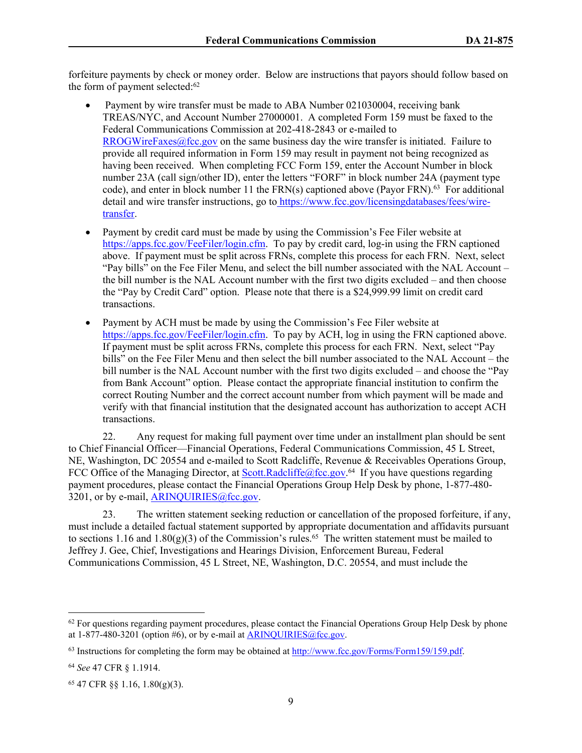forfeiture payments by check or money order. Below are instructions that payors should follow based on the form of payment selected:[62]

- Payment by wire transfer must be made to ABA Number 021030004, receiving bank TREAS/NYC, and Account Number 27000001. A completed Form 159 must be faxed to the Federal Communications Commission at 202-418-2843 or e-mailed to RROGWireFaxes@fcc.gov on the same business day the wire transfer is initiated. Failure to provide all required information in Form 159 may result in payment not being recognized as having been received. When completing FCC Form 159, enter the Account Number in block number 23A (call sign/other ID), enter the letters "FORF" in block number 24A (payment type code), and enter in block number 11 the FRN(s) captioned above (Payor FRN).[63] For additional detail and wire transfer instructions, go to https://www.fcc.gov/licensingdatabases/fees/wire-transfer.

- Payment by credit card must be made by using the Commission's Fee Filer website at https://apps.fcc.gov/FeeFiler/login.cfm. To pay by credit card, log-in using the FRN captioned above. If payment must be split across FRNs, complete this process for each FRN. Next, select "Pay bills" on the Fee Filer Menu, and select the bill number associated with the NAL Account – the bill number is the NAL Account number with the first two digits excluded – and then choose the "Pay by Credit Card" option. Please note that there is a $24,999.99 limit on credit card transactions.

- Payment by ACH must be made by using the Commission's Fee Filer website at https://apps.fcc.gov/FeeFiler/login.cfm. To pay by ACH, log in using the FRN captioned above. If payment must be split across FRNs, complete this process for each FRN. Next, select "Pay bills" on the Fee Filer Menu and then select the bill number associated to the NAL Account – the bill number is the NAL Account number with the first two digits excluded – and choose the "Pay from Bank Account" option. Please contact the appropriate financial institution to confirm the correct Routing Number and the correct account number from which payment will be made and verify with that financial institution that the designated account has authorization to accept ACH transactions.

22. Any request for making full payment over time under an installment plan should be sent to Chief Financial Officer—Financial Operations, Federal Communications Commission, 45 L Street, NE, Washington, DC 20554 and e-mailed to Scott Radcliffe, Revenue & Receivables Operations Group, FCC Office of the Managing Director, at Scott.Radcliffe@fcc.gov.[64] If you have questions regarding payment procedures, please contact the Financial Operations Group Help Desk by phone, 1-877-480-3201, or by e-mail, ARINQUIRIES@fcc.gov.

23. The written statement seeking reduction or cancellation of the proposed forfeiture, if any, must include a detailed factual statement supported by appropriate documentation and affidavits pursuant to sections 1.16 and 1.80(g)(3) of the Commission's rules.[65] The written statement must be mailed to Jeffrey J. Gee, Chief, Investigations and Hearings Division, Enforcement Bureau, Federal Communications Commission, 45 L Street, NE, Washington, D.C. 20554, and must include the

---

[62] For questions regarding payment procedures, please contact the Financial Operations Group Help Desk by phone at 1-877-480-3201 (option #6), or by e-mail at ARINQUIRIES@fcc.gov.

[63] Instructions for completing the form may be obtained at http://www.fcc.gov/Forms/Form159/159.pdf.

[64] *See* 47 CFR § 1.1914.

[65] 47 CFR §§ 1.16, 1.80(g)(3).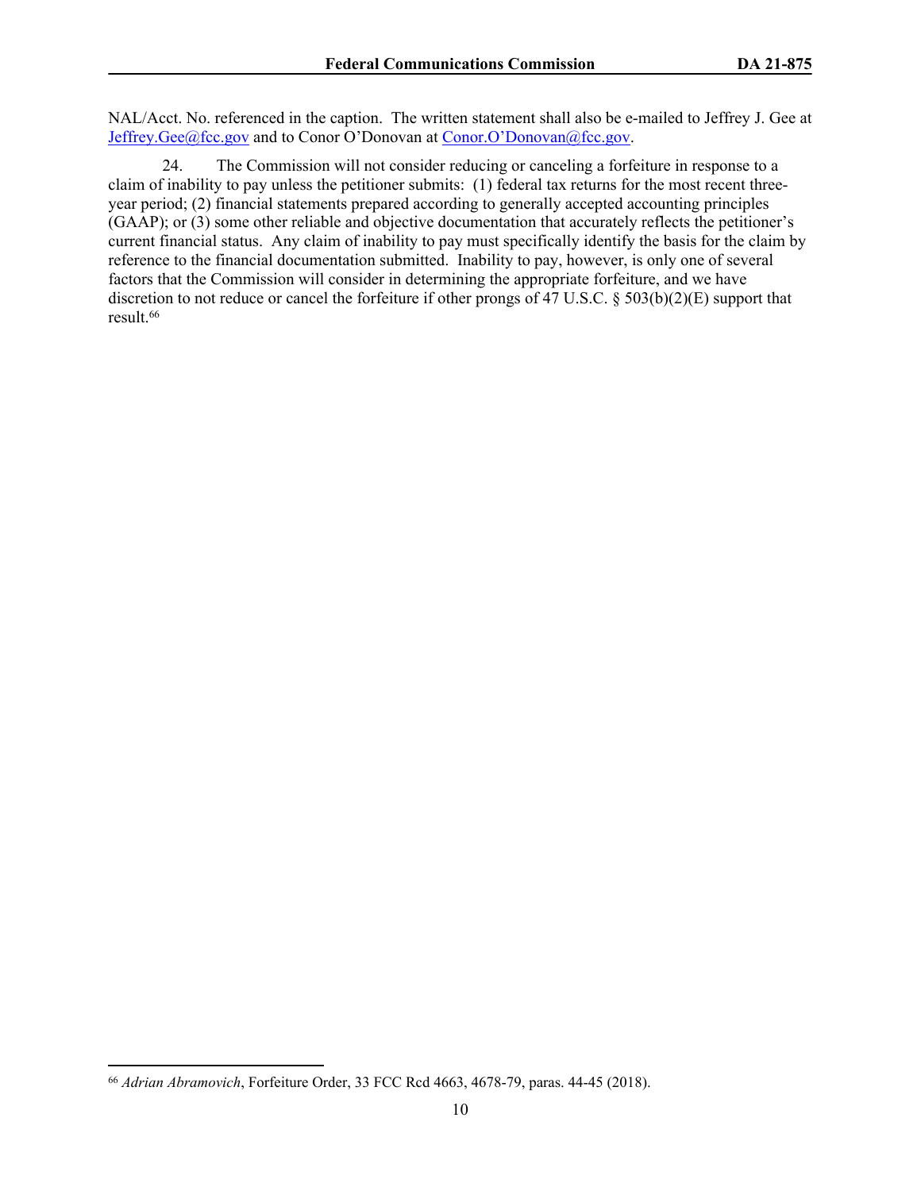NAL/Acct. No. referenced in the caption. The written statement shall also be e-mailed to Jeffrey J. Gee at Jeffrey.Gee@fcc.gov and to Conor O'Donovan at Conor.O'Donovan@fcc.gov.

24. The Commission will not consider reducing or canceling a forfeiture in response to a claim of inability to pay unless the petitioner submits: (1) federal tax returns for the most recent three-year period; (2) financial statements prepared according to generally accepted accounting principles (GAAP); or (3) some other reliable and objective documentation that accurately reflects the petitioner's current financial status. Any claim of inability to pay must specifically identify the basis for the claim by reference to the financial documentation submitted. Inability to pay, however, is only one of several factors that the Commission will consider in determining the appropriate forfeiture, and we have discretion to not reduce or cancel the forfeiture if other prongs of 47 U.S.C. § 503(b)(2)(E) support that result.[66]

---

[66] *Adrian Abramovich*, Forfeiture Order, 33 FCC Rcd 4663, 4678-79, paras. 44-45 (2018).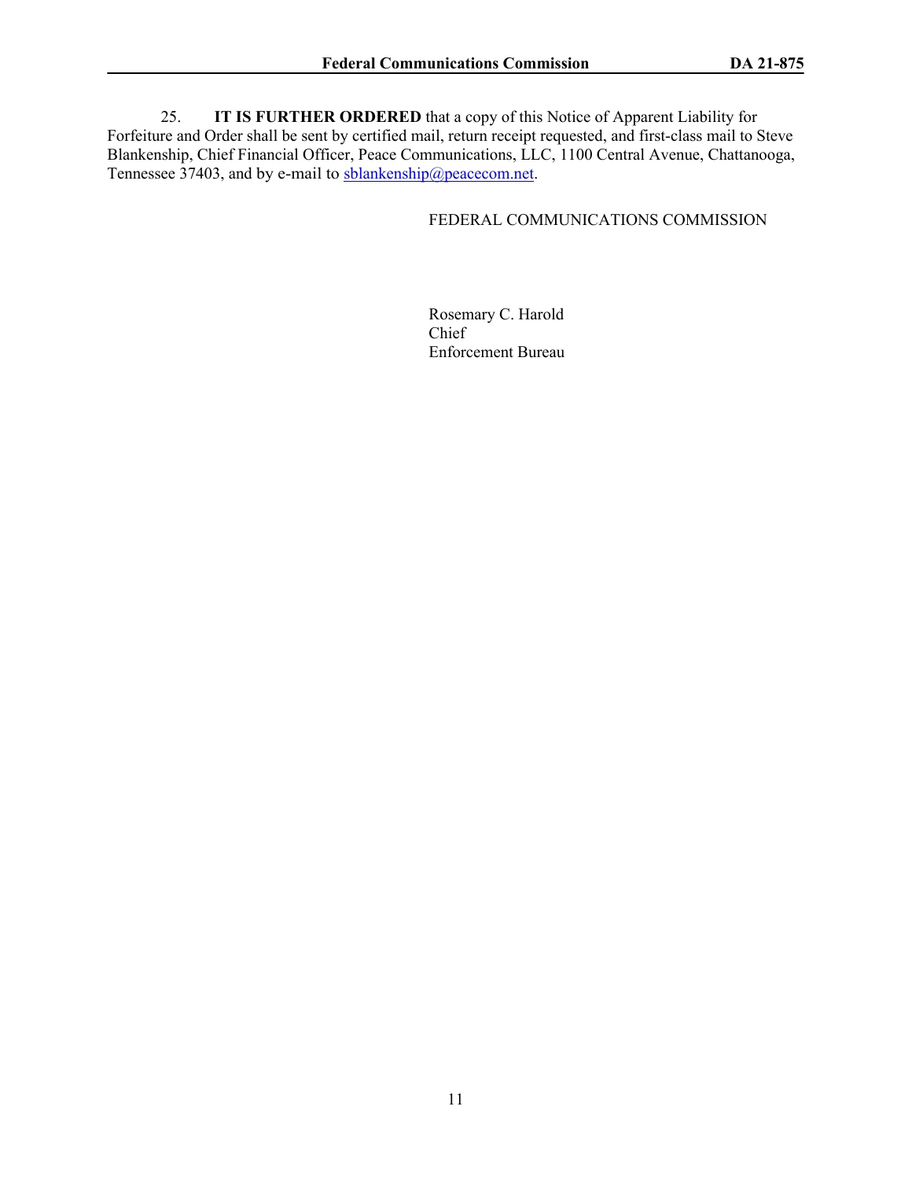25. **IT IS FURTHER ORDERED** that a copy of this Notice of Apparent Liability for Forfeiture and Order shall be sent by certified mail, return receipt requested, and first-class mail to Steve Blankenship, Chief Financial Officer, Peace Communications, LLC, 1100 Central Avenue, Chattanooga, Tennessee 37403, and by e-mail to sblankenship@peacecom.net.

FEDERAL COMMUNICATIONS COMMISSION

Rosemary C. Harold
Chief
Enforcement Bureau